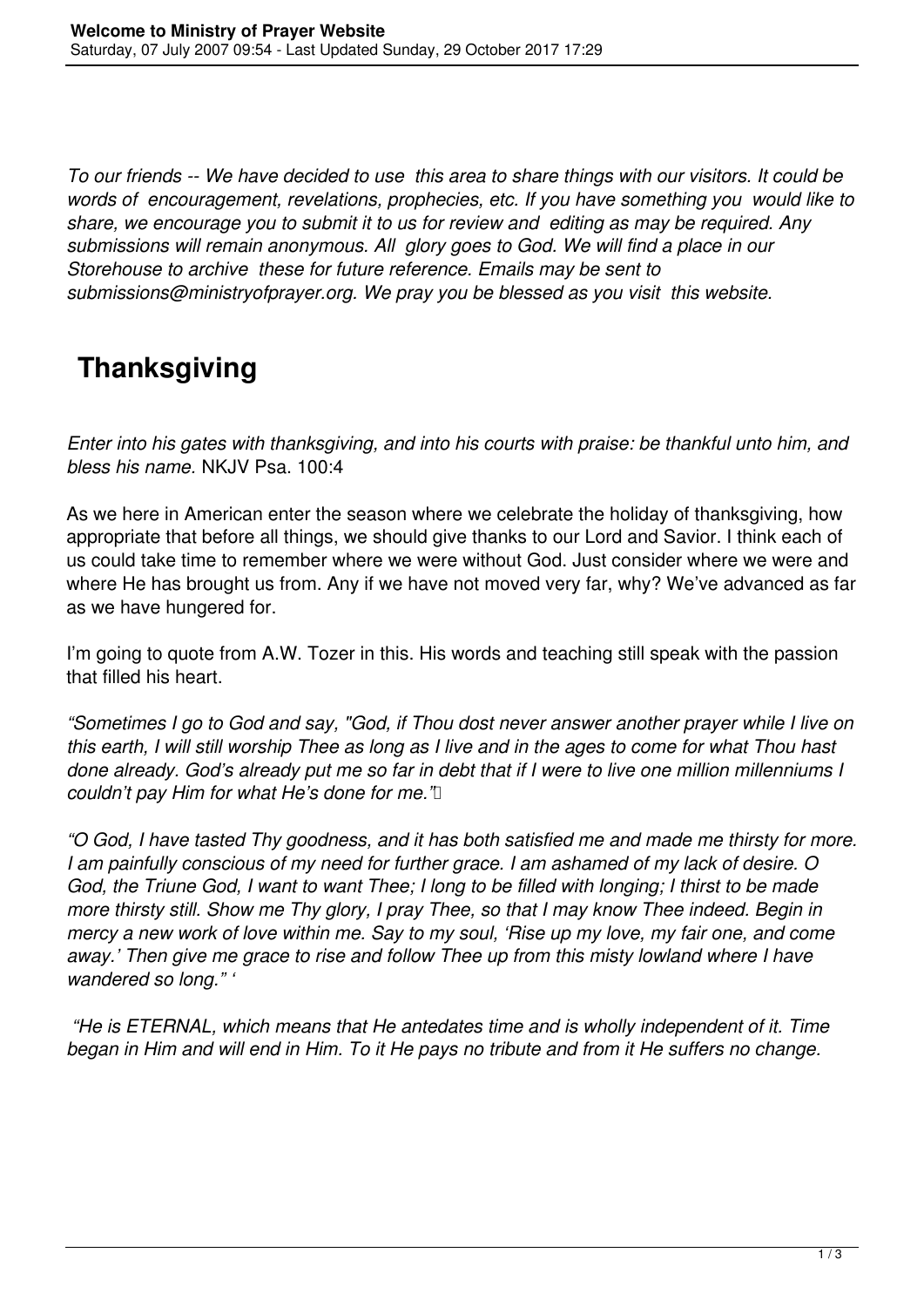*To our friends -- We have decided to use this area to share things with our visitors. It could be words of encouragement, revelations, prophecies, etc. If you have something you would like to share, we encourage you to submit it to us for review and editing as may be required. Any submissions will remain anonymous. All glory goes to God. We will find a place in our Storehouse to archive these for future reference. Emails may be sent to submissions@ministryofprayer.org. We pray you be blessed as you visit this website.*

# Thanksgiving

*Enter into his gates with thanksgiving, and into his courts with praise: be thankful unto him, and bless his name.* NKJV Psa. 100:4

As we here in American enter the season where we celebrate the holiday of thanksgiving, how appropriate that before all things, we should give thanks to our Lord and Savior. I think each of us could take time to remember where we were without God. Just consider where we were and where He has brought us from. Any if we have not moved very far, why? We've advanced as far as we have hungered for.

I'm going to quote from A.W. Tozer in this. His words and teaching still speak with the passion that filled his heart.

*"Sometimes I go to God and say, "God, if Thou dost never answer another prayer while I live on this earth, I will still worship Thee as long as I live and in the ages to come for what Thou hast done already. God's already put me so far in debt that if I were to live one million millenniums I couldn't pay Him for what He's done for me."*

*"O God, I have tasted Thy goodness, and it has both satisfied me and made me thirsty for more. I am painfully conscious of my need for further grace. I am ashamed of my lack of desire. O God, the Triune God, I want to want Thee; I long to be filled with longing; I thirst to be made more thirsty still. Show me Thy glory, I pray Thee, so that I may know Thee indeed. Begin in mercy a new work of love within me. Say to my soul, 'Rise up my love, my fair one, and come away.' Then give me grace to rise and follow Thee up from this misty lowland where I have wandered so long." '*

*"He is ETERNAL, which means that He antedates time and is wholly independent of it. Time began in Him and will end in Him. To it He pays no tribute and from it He suffers no change.*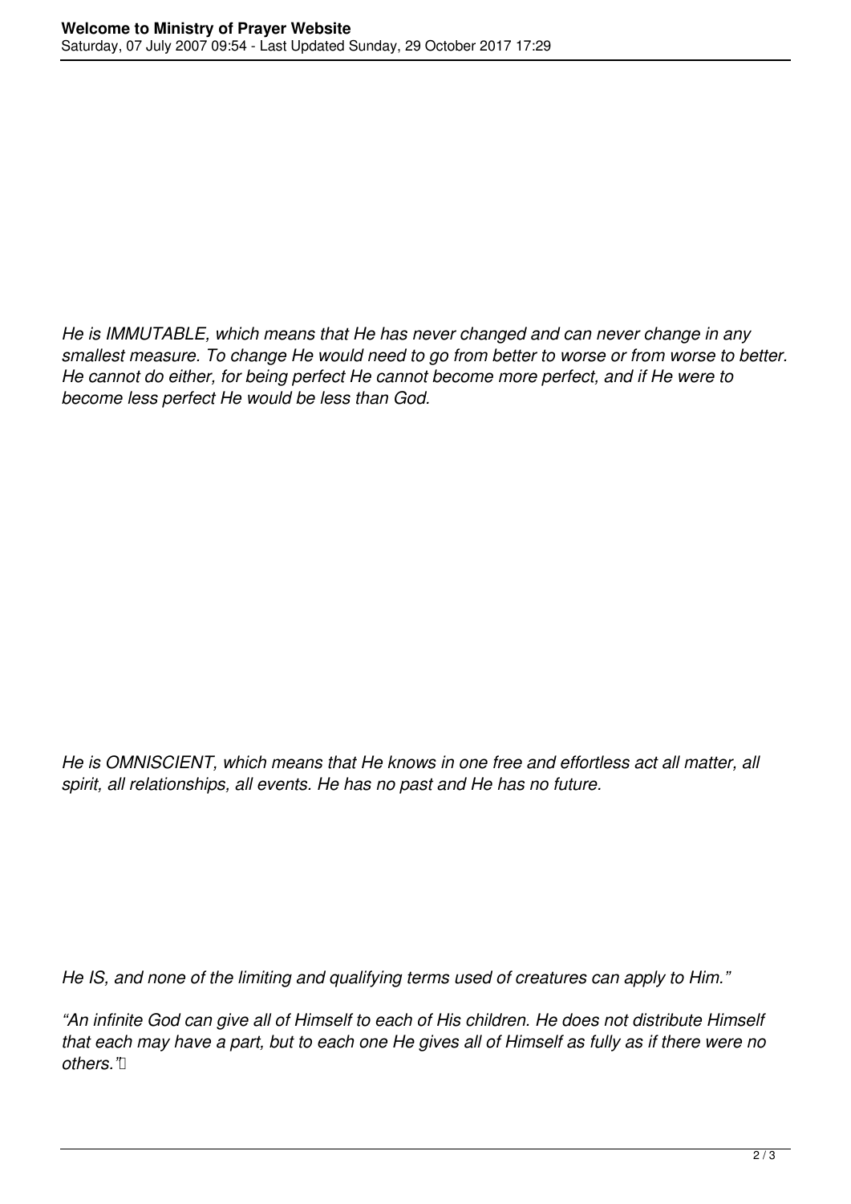*He is IMMUTABLE, which means that He has never changed and can never change in any smallest measure. To change He would need to go from better to worse or from worse to better. He cannot do either, for being perfect He cannot become more perfect, and if He were to become less perfect He would be less than God.*

*He is OMNISCIENT, which means that He knows in one free and effortless act all matter, all spirit, all relationships, all events. He has no past and He has no future.*

*He IS, and none of the limiting and qualifying terms used of creatures can apply to Him."*

*"An infinite God can give all of Himself to each of His children. He does not distribute Himself that each may have a part, but to each one He gives all of Himself as fully as if there were no others."*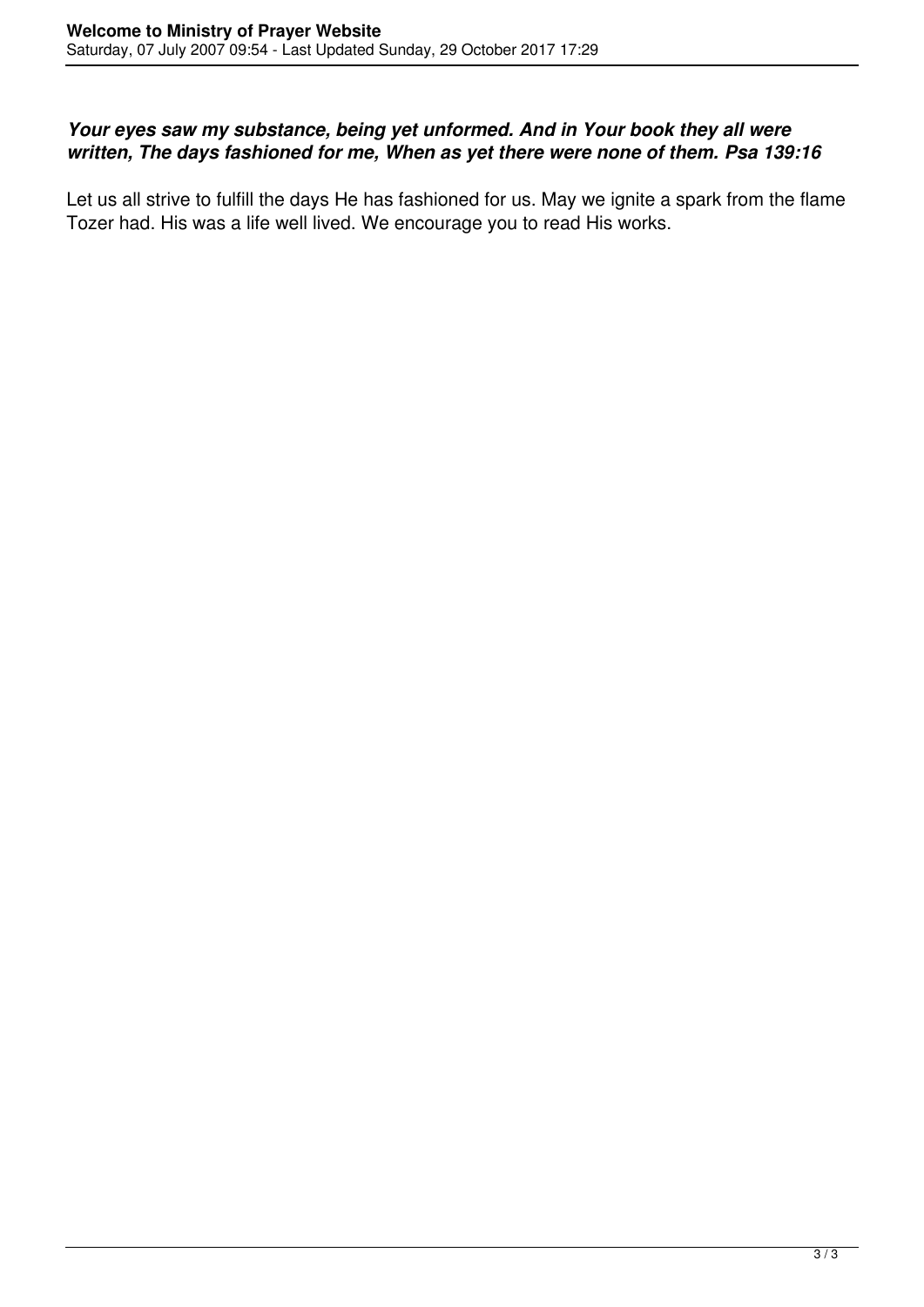***Your eyes saw my substance, being yet unformed. And in Your book they all were written, The days fashioned for me, When as yet there were none of them. Psa 139:16***

Let us all strive to fulfill the days He has fashioned for us. May we ignite a spark from the flame Tozer had. His was a life well lived. We encourage you to read His works.